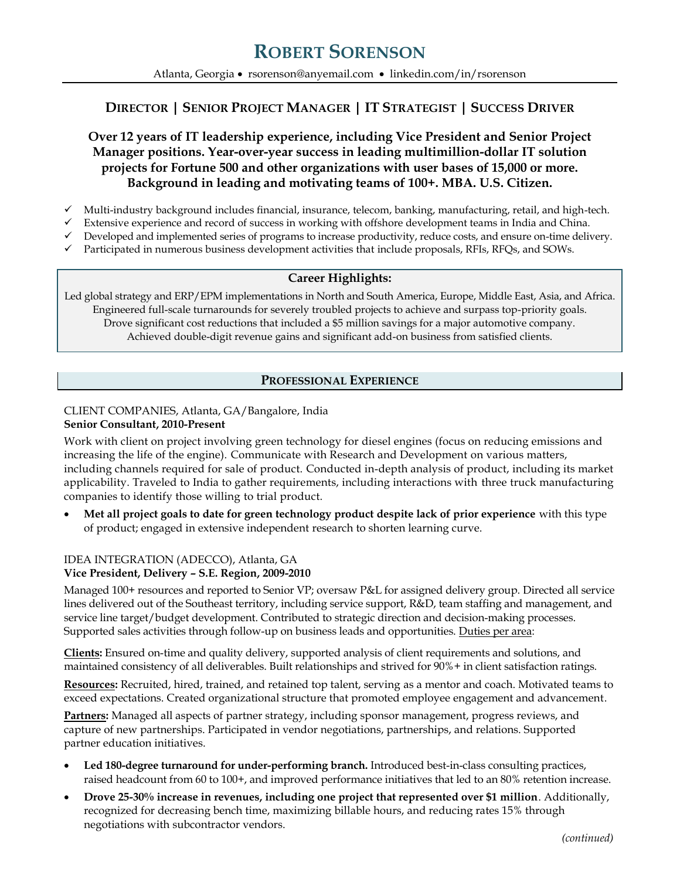# Robert Sorenson

Atlanta, Georgia • rsorenson@anyemail.com • linkedin.com/in/rsorenson

## Director | Senior Project Manager | IT Strategist | Success Driver

**Over 12 years of IT leadership experience, including Vice President and Senior Project Manager positions. Year-over-year success in leading multimillion-dollar IT solution projects for Fortune 500 and other organizations with user bases of 15,000 or more. Background in leading and motivating teams of 100+. MBA. U.S. Citizen.**

- ✓ Multi-industry background includes financial, insurance, telecom, banking, manufacturing, retail, and high-tech.
- ✓ Extensive experience and record of success in working with offshore development teams in India and China.
- ✓ Developed and implemented series of programs to increase productivity, reduce costs, and ensure on-time delivery.
- ✓ Participated in numerous business development activities that include proposals, RFIs, RFQs, and SOWs.

### Career Highlights:

Led global strategy and ERP/EPM implementations in North and South America, Europe, Middle East, Asia, and Africa.
Engineered full-scale turnarounds for severely troubled projects to achieve and surpass top-priority goals.
Drove significant cost reductions that included a $5 million savings for a major automotive company.
Achieved double-digit revenue gains and significant add-on business from satisfied clients.

## Professional Experience

CLIENT COMPANIES, Atlanta, GA/Bangalore, India
**Senior Consultant, 2010-Present**

Work with client on project involving green technology for diesel engines (focus on reducing emissions and increasing the life of the engine). Communicate with Research and Development on various matters, including channels required for sale of product. Conducted in-depth analysis of product, including its market applicability. Traveled to India to gather requirements, including interactions with three truck manufacturing companies to identify those willing to trial product.

- **Met all project goals to date for green technology product despite lack of prior experience** with this type of product; engaged in extensive independent research to shorten learning curve.

IDEA INTEGRATION (ADECCO), Atlanta, GA
**Vice President, Delivery – S.E. Region, 2009-2010**

Managed 100+ resources and reported to Senior VP; oversaw P&L for assigned delivery group. Directed all service lines delivered out of the Southeast territory, including service support, R&D, team staffing and management, and service line target/budget development. Contributed to strategic direction and decision-making processes. Supported sales activities through follow-up on business leads and opportunities. Duties per area:

**Clients:** Ensured on-time and quality delivery, supported analysis of client requirements and solutions, and maintained consistency of all deliverables. Built relationships and strived for 90%+ in client satisfaction ratings.

**Resources:** Recruited, hired, trained, and retained top talent, serving as a mentor and coach. Motivated teams to exceed expectations. Created organizational structure that promoted employee engagement and advancement.

**Partners:** Managed all aspects of partner strategy, including sponsor management, progress reviews, and capture of new partnerships. Participated in vendor negotiations, partnerships, and relations. Supported partner education initiatives.

- **Led 180-degree turnaround for under-performing branch.** Introduced best-in-class consulting practices, raised headcount from 60 to 100+, and improved performance initiatives that led to an 80% retention increase.
- **Drove 25-30% increase in revenues, including one project that represented over $1 million**. Additionally, recognized for decreasing bench time, maximizing billable hours, and reducing rates 15% through negotiations with subcontractor vendors.

*(continued)*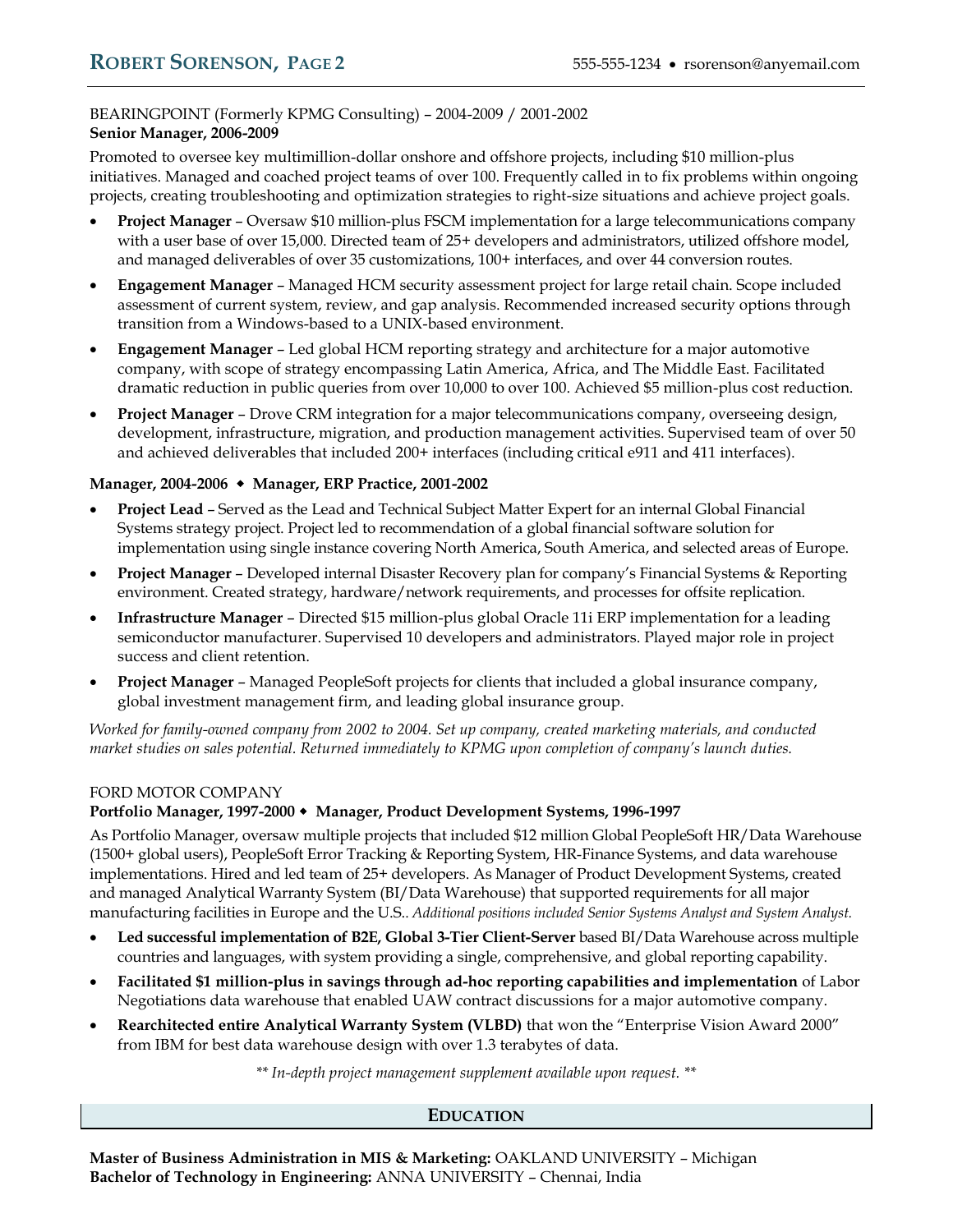BEARINGPOINT (Formerly KPMG Consulting) – 2004-2009 / 2001-2002
**Senior Manager, 2006-2009**

Promoted to oversee key multimillion-dollar onshore and offshore projects, including $10 million-plus initiatives. Managed and coached project teams of over 100. Frequently called in to fix problems within ongoing projects, creating troubleshooting and optimization strategies to right-size situations and achieve project goals.

- **Project Manager** – Oversaw $10 million-plus FSCM implementation for a large telecommunications company with a user base of over 15,000. Directed team of 25+ developers and administrators, utilized offshore model, and managed deliverables of over 35 customizations, 100+ interfaces, and over 44 conversion routes.
- **Engagement Manager** – Managed HCM security assessment project for large retail chain. Scope included assessment of current system, review, and gap analysis. Recommended increased security options through transition from a Windows-based to a UNIX-based environment.
- **Engagement Manager** – Led global HCM reporting strategy and architecture for a major automotive company, with scope of strategy encompassing Latin America, Africa, and The Middle East. Facilitated dramatic reduction in public queries from over 10,000 to over 100. Achieved $5 million-plus cost reduction.
- **Project Manager** – Drove CRM integration for a major telecommunications company, overseeing design, development, infrastructure, migration, and production management activities. Supervised team of over 50 and achieved deliverables that included 200+ interfaces (including critical e911 and 411 interfaces).

**Manager, 2004-2006 ◆ Manager, ERP Practice, 2001-2002**

- **Project Lead** – Served as the Lead and Technical Subject Matter Expert for an internal Global Financial Systems strategy project. Project led to recommendation of a global financial software solution for implementation using single instance covering North America, South America, and selected areas of Europe.
- **Project Manager** – Developed internal Disaster Recovery plan for company's Financial Systems & Reporting environment. Created strategy, hardware/network requirements, and processes for offsite replication.
- **Infrastructure Manager** – Directed $15 million-plus global Oracle 11i ERP implementation for a leading semiconductor manufacturer. Supervised 10 developers and administrators. Played major role in project success and client retention.
- **Project Manager** – Managed PeopleSoft projects for clients that included a global insurance company, global investment management firm, and leading global insurance group.

*Worked for family-owned company from 2002 to 2004. Set up company, created marketing materials, and conducted market studies on sales potential. Returned immediately to KPMG upon completion of company's launch duties.*

FORD MOTOR COMPANY
**Portfolio Manager, 1997-2000 ◆ Manager, Product Development Systems, 1996-1997**

As Portfolio Manager, oversaw multiple projects that included $12 million Global PeopleSoft HR/Data Warehouse (1500+ global users), PeopleSoft Error Tracking & Reporting System, HR-Finance Systems, and data warehouse implementations. Hired and led team of 25+ developers. As Manager of Product Development Systems, created and managed Analytical Warranty System (BI/Data Warehouse) that supported requirements for all major manufacturing facilities in Europe and the U.S.. *Additional positions included Senior Systems Analyst and System Analyst.*

- **Led successful implementation of B2E, Global 3-Tier Client-Server** based BI/Data Warehouse across multiple countries and languages, with system providing a single, comprehensive, and global reporting capability.
- **Facilitated $1 million-plus in savings through ad-hoc reporting capabilities and implementation** of Labor Negotiations data warehouse that enabled UAW contract discussions for a major automotive company.
- **Rearchitected entire Analytical Warranty System (VLBD)** that won the "Enterprise Vision Award 2000" from IBM for best data warehouse design with over 1.3 terabytes of data.

*** In-depth project management supplement available upon request. ***

## EDUCATION

**Master of Business Administration in MIS & Marketing:** OAKLAND UNIVERSITY – Michigan
**Bachelor of Technology in Engineering:** ANNA UNIVERSITY – Chennai, India